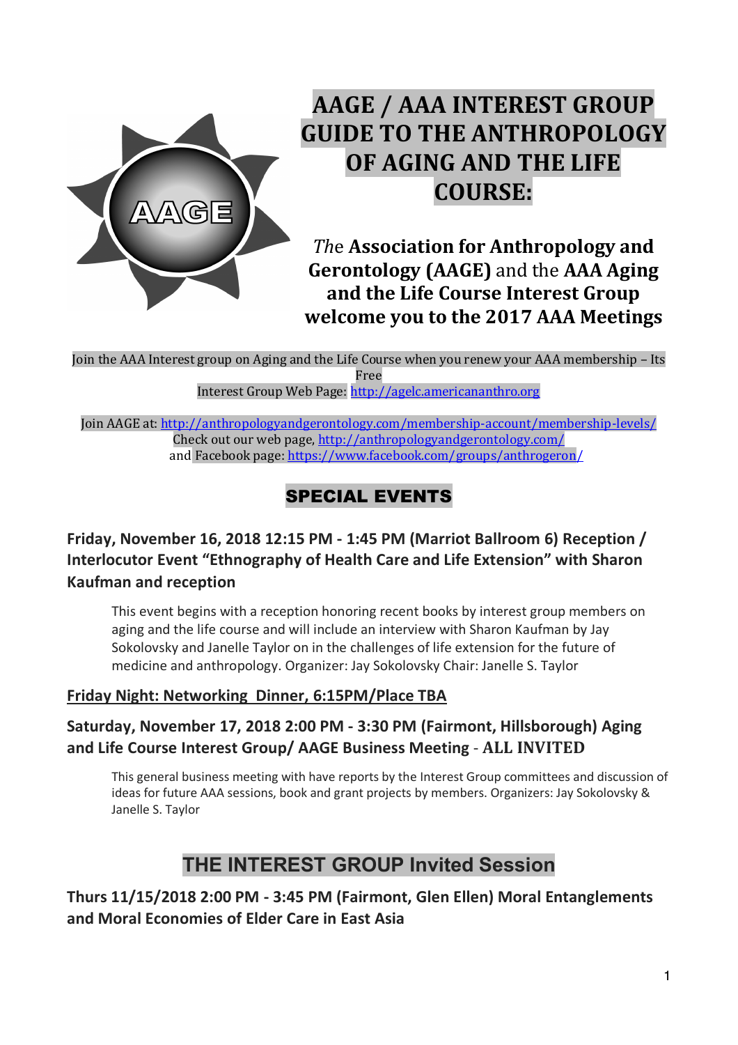# AAGE / AAA INTEREST GROUP GUIDE TO THE ANTHROPOLOGY OF AGING AND THE LIFE COURSE:

*The* **Association for Anthropology and Gerontology (AAGE)** and the **AAA Aging and the Life Course Interest Group welcome you to the 2017 AAA Meetings**

Join the AAA Interest group on Aging and the Life Course when you renew your AAA membership – Its Free

Interest Group Web Page: http://agelc.americananthro.org

Join AAGE at: http://anthropologyandgerontology.com/membership-account/membership-levels/

Check out our web page, http://anthropologyandgerontology.com/

and Facebook page: https://www.facebook.com/groups/anthrogeron/

## SPECIAL EVENTS

### Friday, November 16, 2018 12:15 PM - 1:45 PM (Marriot Ballroom 6) Reception / Interlocutor Event "Ethnography of Health Care and Life Extension" with Sharon Kaufman and reception

This event begins with a reception honoring recent books by interest group members on aging and the life course and will include an interview with Sharon Kaufman by Jay Sokolovsky and Janelle Taylor on in the challenges of life extension for the future of medicine and anthropology. Organizer: Jay Sokolovsky Chair: Janelle S. Taylor

### Friday Night: Networking Dinner, 6:15PM/Place TBA

### Saturday, November 17, 2018 2:00 PM - 3:30 PM (Fairmont, Hillsborough) Aging and Life Course Interest Group/ AAGE Business Meeting - ALL INVITED

This general business meeting with have reports by the Interest Group committees and discussion of ideas for future AAA sessions, book and grant projects by members. Organizers: Jay Sokolovsky & Janelle S. Taylor

## THE INTEREST GROUP Invited Session

### Thurs 11/15/2018 2:00 PM - 3:45 PM (Fairmont, Glen Ellen) Moral Entanglements and Moral Economies of Elder Care in East Asia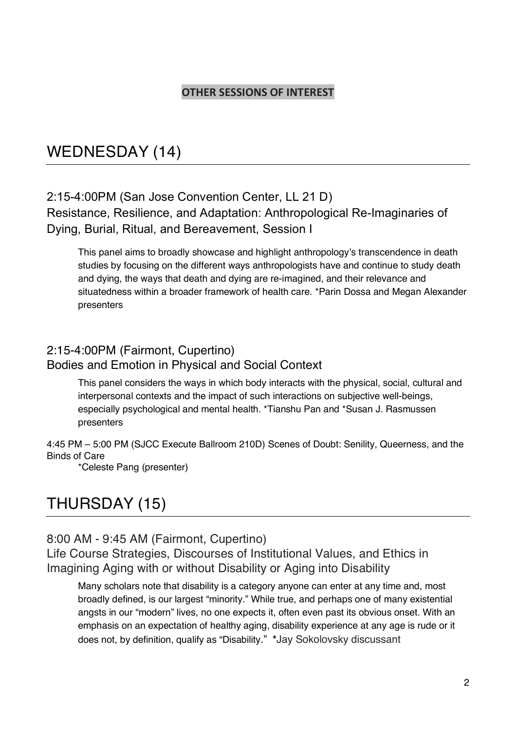**OTHER SESSIONS OF INTEREST**

# WEDNESDAY (14)

## 2:15-4:00PM (San Jose Convention Center, LL 21 D)
## Resistance, Resilience, and Adaptation: Anthropological Re-Imaginaries of Dying, Burial, Ritual, and Bereavement, Session I

This panel aims to broadly showcase and highlight anthropology's transcendence in death studies by focusing on the different ways anthropologists have and continue to study death and dying, the ways that death and dying are re-imagined, and their relevance and situatedness within a broader framework of health care. *Parin Dossa and Megan Alexander presenters

## 2:15-4:00PM (Fairmont, Cupertino)
## Bodies and Emotion in Physical and Social Context

This panel considers the ways in which body interacts with the physical, social, cultural and interpersonal contexts and the impact of such interactions on subjective well-beings, especially psychological and mental health. *Tianshu Pan and *Susan J. Rasmussen presenters

4:45 PM – 5:00 PM (SJCC Execute Ballroom 210D) Scenes of Doubt: Senility, Queerness, and the Binds of Care

*Celeste Pang (presenter)

# THURSDAY (15)

## 8:00 AM - 9:45 AM (Fairmont, Cupertino)
## Life Course Strategies, Discourses of Institutional Values, and Ethics in Imagining Aging with or without Disability or Aging into Disability

Many scholars note that disability is a category anyone can enter at any time and, most broadly defined, is our largest "minority." While true, and perhaps one of many existential angsts in our "modern" lives, no one expects it, often even past its obvious onset. With an emphasis on an expectation of healthy aging, disability experience at any age is rude or it does not, by definition, qualify as "Disability." *Jay Sokolovsky discussant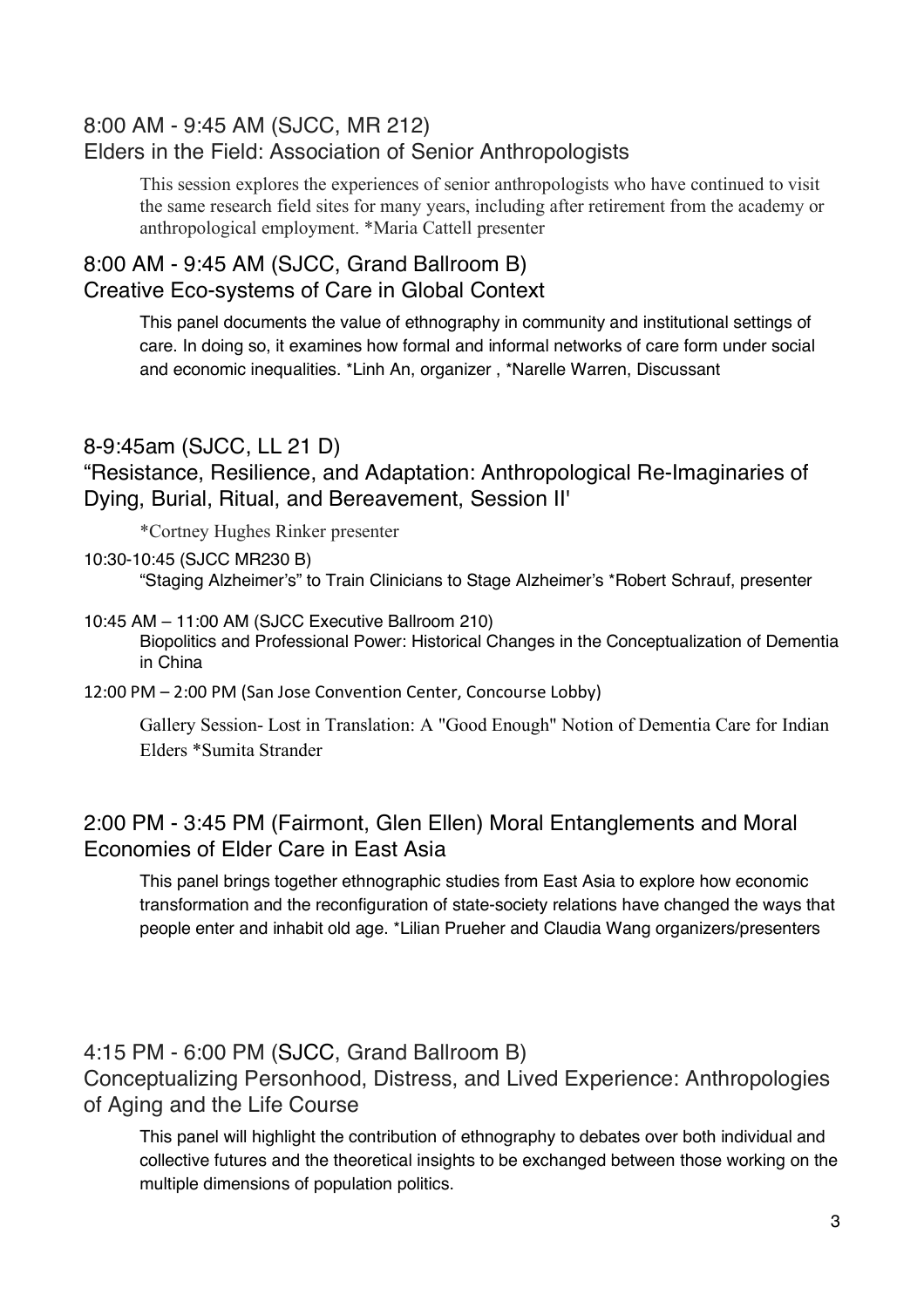## 8:00 AM - 9:45 AM (SJCC, MR 212)
## Elders in the Field: Association of Senior Anthropologists

This session explores the experiences of senior anthropologists who have continued to visit the same research field sites for many years, including after retirement from the academy or anthropological employment. *Maria Cattell presenter

## 8:00 AM - 9:45 AM (SJCC, Grand Ballroom B)
## Creative Eco-systems of Care in Global Context

This panel documents the value of ethnography in community and institutional settings of care. In doing so, it examines how formal and informal networks of care form under social and economic inequalities. *Linh An, organizer , *Narelle Warren, Discussant

## 8-9:45am (SJCC, LL 21 D)
## "Resistance, Resilience, and Adaptation: Anthropological Re-Imaginaries of Dying, Burial, Ritual, and Bereavement, Session II'

*Cortney Hughes Rinker presenter

10:30-10:45 (SJCC MR230 B)
"Staging Alzheimer's" to Train Clinicians to Stage Alzheimer's *Robert Schrauf, presenter

10:45 AM – 11:00 AM (SJCC Executive Ballroom 210)
Biopolitics and Professional Power: Historical Changes in the Conceptualization of Dementia in China

12:00 PM – 2:00 PM (San Jose Convention Center, Concourse Lobby)

Gallery Session- Lost in Translation: A "Good Enough" Notion of Dementia Care for Indian Elders *Sumita Strander

## 2:00 PM - 3:45 PM (Fairmont, Glen Ellen) Moral Entanglements and Moral Economies of Elder Care in East Asia

This panel brings together ethnographic studies from East Asia to explore how economic transformation and the reconfiguration of state-society relations have changed the ways that people enter and inhabit old age. *Lilian Prueher and Claudia Wang organizers/presenters

## 4:15 PM - 6:00 PM (SJCC, Grand Ballroom B)
## Conceptualizing Personhood, Distress, and Lived Experience: Anthropologies of Aging and the Life Course

This panel will highlight the contribution of ethnography to debates over both individual and collective futures and the theoretical insights to be exchanged between those working on the multiple dimensions of population politics.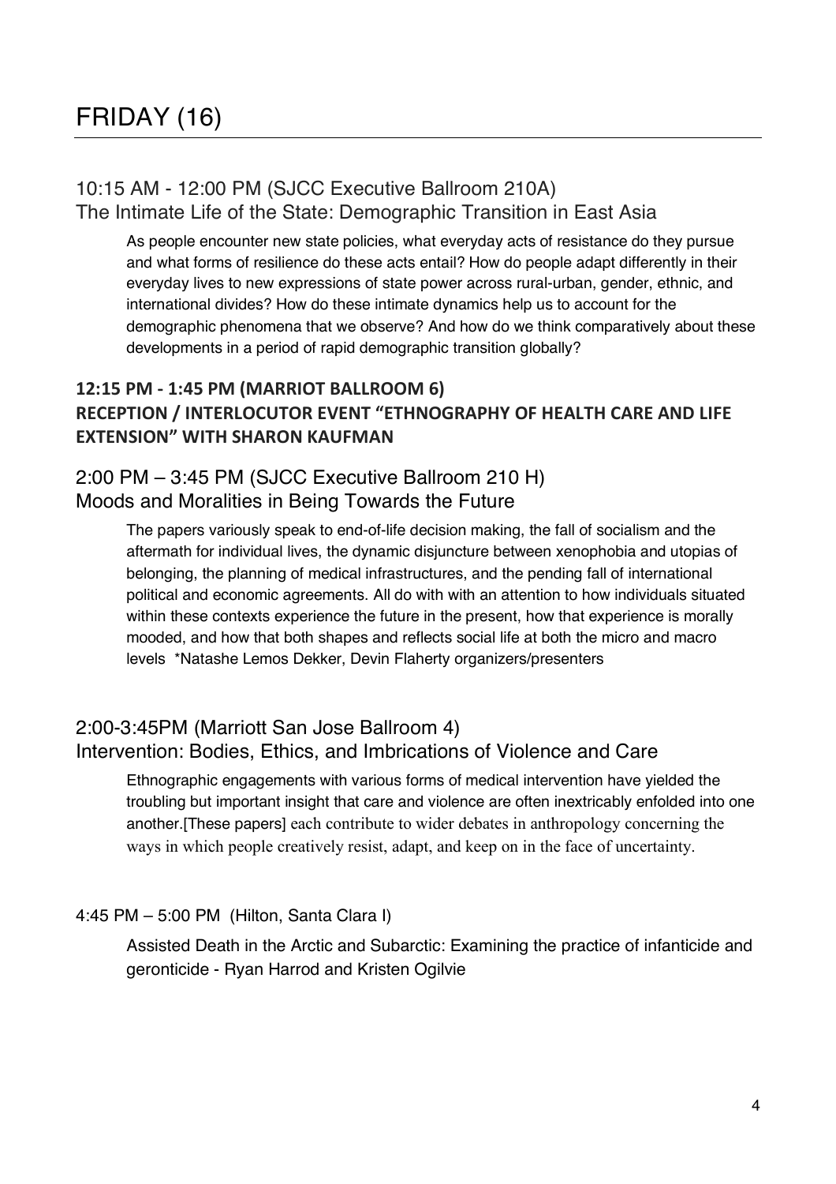# FRIDAY (16)

## 10:15 AM - 12:00 PM (SJCC Executive Ballroom 210A)
## The Intimate Life of the State: Demographic Transition in East Asia

As people encounter new state policies, what everyday acts of resistance do they pursue and what forms of resilience do these acts entail? How do people adapt differently in their everyday lives to new expressions of state power across rural-urban, gender, ethnic, and international divides? How do these intimate dynamics help us to account for the demographic phenomena that we observe? And how do we think comparatively about these developments in a period of rapid demographic transition globally?

**12:15 PM - 1:45 PM (MARRIOT BALLROOM 6)**
**RECEPTION / INTERLOCUTOR EVENT "ETHNOGRAPHY OF HEALTH CARE AND LIFE EXTENSION" WITH SHARON KAUFMAN**

## 2:00 PM – 3:45 PM (SJCC Executive Ballroom 210 H)
## Moods and Moralities in Being Towards the Future

The papers variously speak to end-of-life decision making, the fall of socialism and the aftermath for individual lives, the dynamic disjuncture between xenophobia and utopias of belonging, the planning of medical infrastructures, and the pending fall of international political and economic agreements. All do with with an attention to how individuals situated within these contexts experience the future in the present, how that experience is morally mooded, and how that both shapes and reflects social life at both the micro and macro levels *Natashe Lemos Dekker, Devin Flaherty organizers/presenters

## 2:00-3:45PM (Marriott San Jose Ballroom 4)
## Intervention: Bodies, Ethics, and Imbrications of Violence and Care

Ethnographic engagements with various forms of medical intervention have yielded the troubling but important insight that care and violence are often inextricably enfolded into one another.[These papers] each contribute to wider debates in anthropology concerning the ways in which people creatively resist, adapt, and keep on in the face of uncertainty.

4:45 PM – 5:00 PM (Hilton, Santa Clara I)

Assisted Death in the Arctic and Subarctic: Examining the practice of infanticide and geronticide - Ryan Harrod and Kristen Ogilvie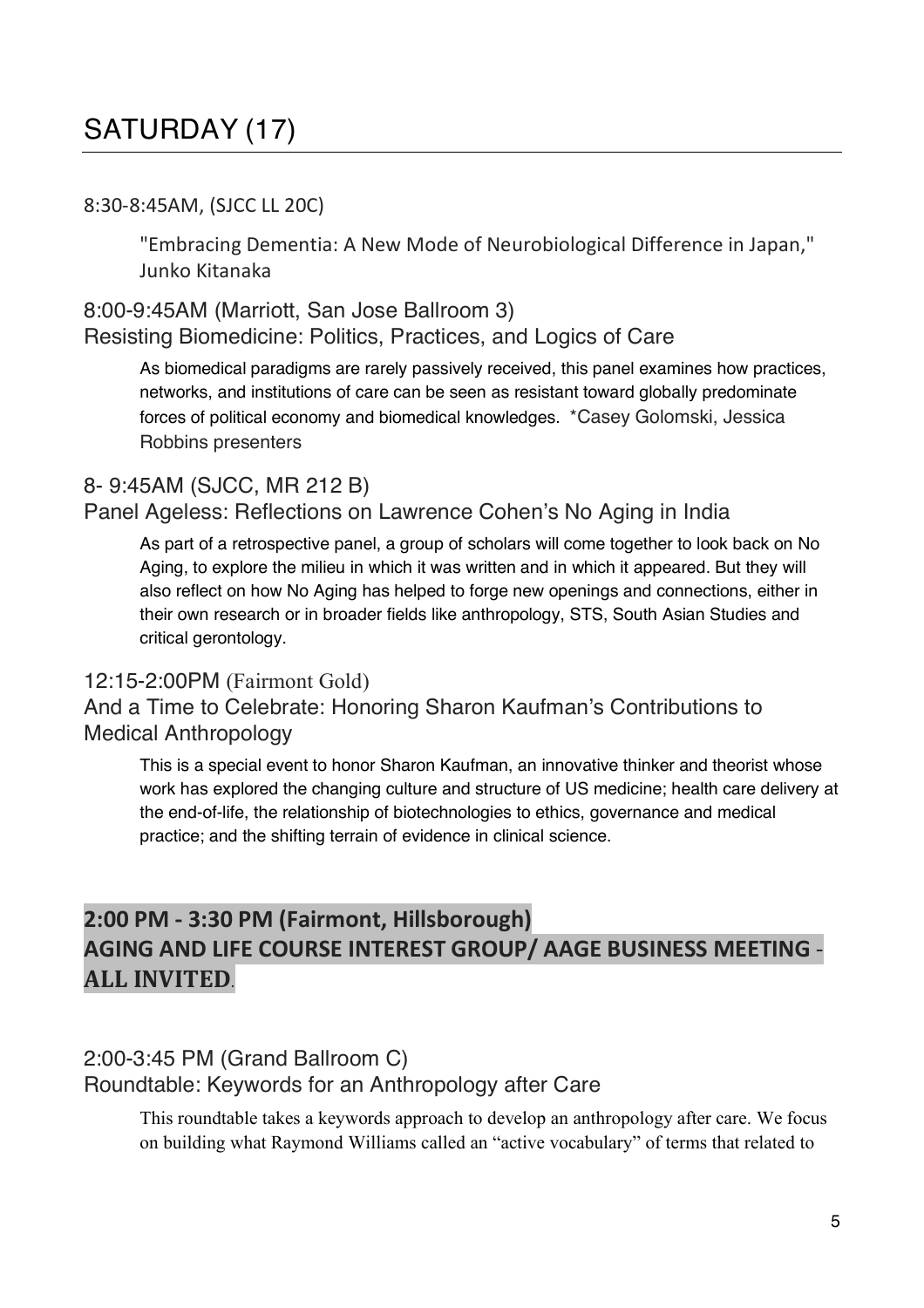# SATURDAY (17)

8:30-8:45AM, (SJCC LL 20C)

> "Embracing Dementia: A New Mode of Neurobiological Difference in Japan," Junko Kitanaka

8:00-9:45AM (Marriott, San Jose Ballroom 3)
Resisting Biomedicine: Politics, Practices, and Logics of Care

> As biomedical paradigms are rarely passively received, this panel examines how practices, networks, and institutions of care can be seen as resistant toward globally predominate forces of political economy and biomedical knowledges. *Casey Golomski, Jessica Robbins presenters

8- 9:45AM (SJCC, MR 212 B)
Panel Ageless: Reflections on Lawrence Cohen's No Aging in India

> As part of a retrospective panel, a group of scholars will come together to look back on No Aging, to explore the milieu in which it was written and in which it appeared. But they will also reflect on how No Aging has helped to forge new openings and connections, either in their own research or in broader fields like anthropology, STS, South Asian Studies and critical gerontology.

12:15-2:00PM (Fairmont Gold)
And a Time to Celebrate: Honoring Sharon Kaufman's Contributions to Medical Anthropology

> This is a special event to honor Sharon Kaufman, an innovative thinker and theorist whose work has explored the changing culture and structure of US medicine; health care delivery at the end-of-life, the relationship of biotechnologies to ethics, governance and medical practice; and the shifting terrain of evidence in clinical science.

## 2:00 PM - 3:30 PM (Fairmont, Hillsborough)
## AGING AND LIFE COURSE INTEREST GROUP/ AAGE BUSINESS MEETING - ALL INVITED.

2:00-3:45 PM (Grand Ballroom C)
Roundtable: Keywords for an Anthropology after Care

> This roundtable takes a keywords approach to develop an anthropology after care. We focus on building what Raymond Williams called an "active vocabulary" of terms that related to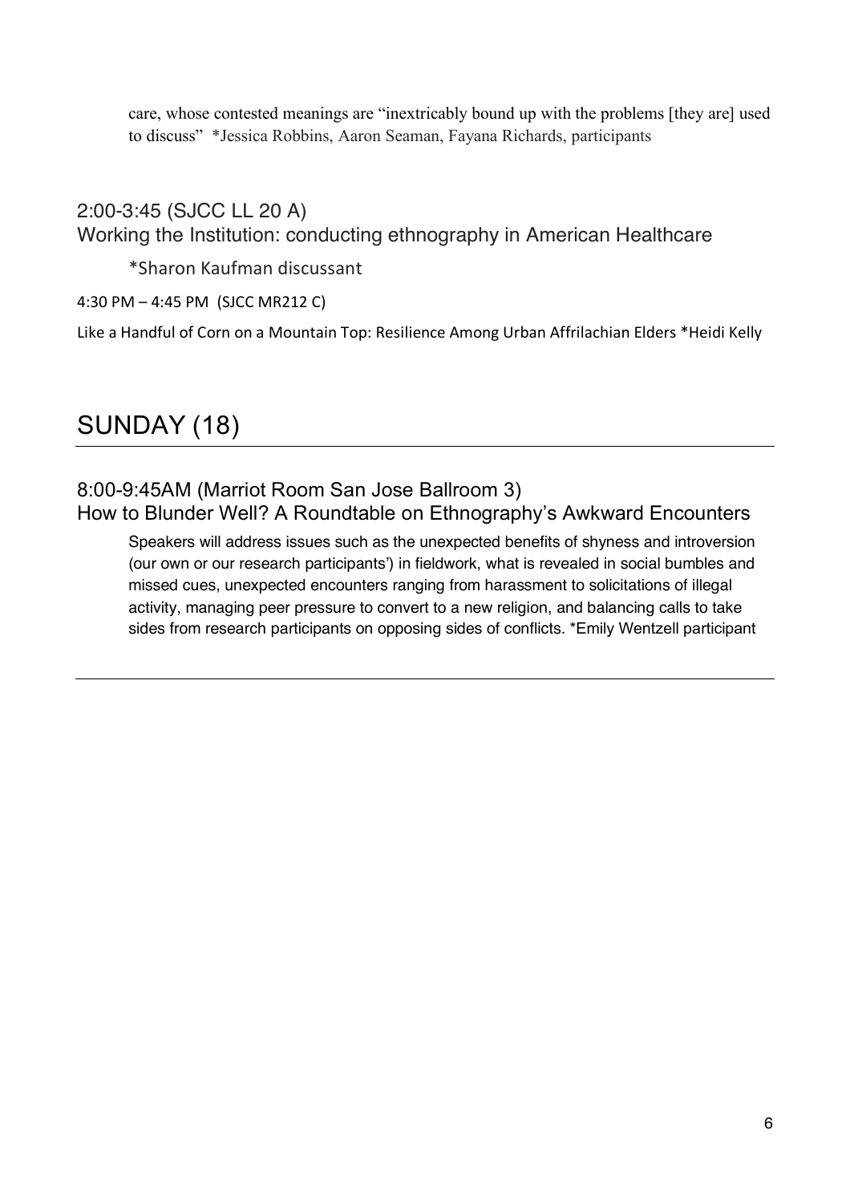care, whose contested meanings are "inextricably bound up with the problems [they are] used to discuss" *Jessica Robbins, Aaron Seaman, Fayana Richards, participants

### 2:00-3:45 (SJCC LL 20 A)
### Working the Institution: conducting ethnography in American Healthcare

*Sharon Kaufman discussant

4:30 PM – 4:45 PM (SJCC MR212 C)

Like a Handful of Corn on a Mountain Top: Resilience Among Urban Affrilachian Elders *Heidi Kelly

## SUNDAY (18)

### 8:00-9:45AM (Marriot Room San Jose Ballroom 3)
### How to Blunder Well? A Roundtable on Ethnography's Awkward Encounters

Speakers will address issues such as the unexpected benefits of shyness and introversion (our own or our research participants') in fieldwork, what is revealed in social bumbles and missed cues, unexpected encounters ranging from harassment to solicitations of illegal activity, managing peer pressure to convert to a new religion, and balancing calls to take sides from research participants on opposing sides of conflicts. *Emily Wentzell participant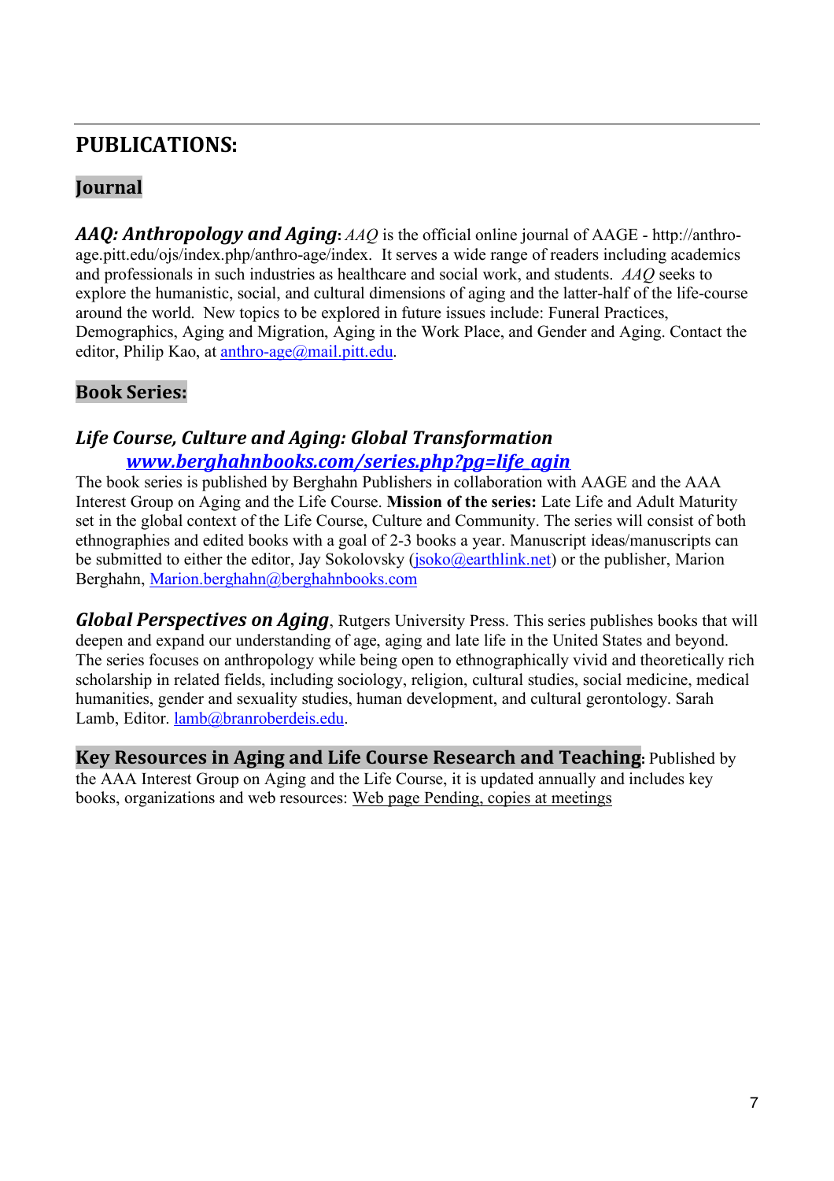## PUBLICATIONS:

### Journal

***AAQ: Anthropology and Aging*:** *AAQ* is the official online journal of AAGE - http://anthro-age.pitt.edu/ojs/index.php/anthro-age/index. It serves a wide range of readers including academics and professionals in such industries as healthcare and social work, and students. *AAQ* seeks to explore the humanistic, social, and cultural dimensions of aging and the latter-half of the life-course around the world. New topics to be explored in future issues include: Funeral Practices, Demographics, Aging and Migration, Aging in the Work Place, and Gender and Aging. Contact the editor, Philip Kao, at anthro-age@mail.pitt.edu.

### Book Series:

***Life Course, Culture and Aging: Global Transformation***
***www.berghahnbooks.com/series.php?pg=life_agin***
The book series is published by Berghahn Publishers in collaboration with AAGE and the AAA Interest Group on Aging and the Life Course. **Mission of the series:** Late Life and Adult Maturity set in the global context of the Life Course, Culture and Community. The series will consist of both ethnographies and edited books with a goal of 2-3 books a year. Manuscript ideas/manuscripts can be submitted to either the editor, Jay Sokolovsky (jsoko@earthlink.net) or the publisher, Marion Berghahn, Marion.berghahn@berghahnbooks.com

***Global Perspectives on Aging***, Rutgers University Press. This series publishes books that will deepen and expand our understanding of age, aging and late life in the United States and beyond. The series focuses on anthropology while being open to ethnographically vivid and theoretically rich scholarship in related fields, including sociology, religion, cultural studies, social medicine, medical humanities, gender and sexuality studies, human development, and cultural gerontology. Sarah Lamb, Editor. lamb@branroberdeis.edu.

**Key Resources in Aging and Life Course Research and Teaching:** Published by the AAA Interest Group on Aging and the Life Course, it is updated annually and includes key books, organizations and web resources: Web page Pending, copies at meetings